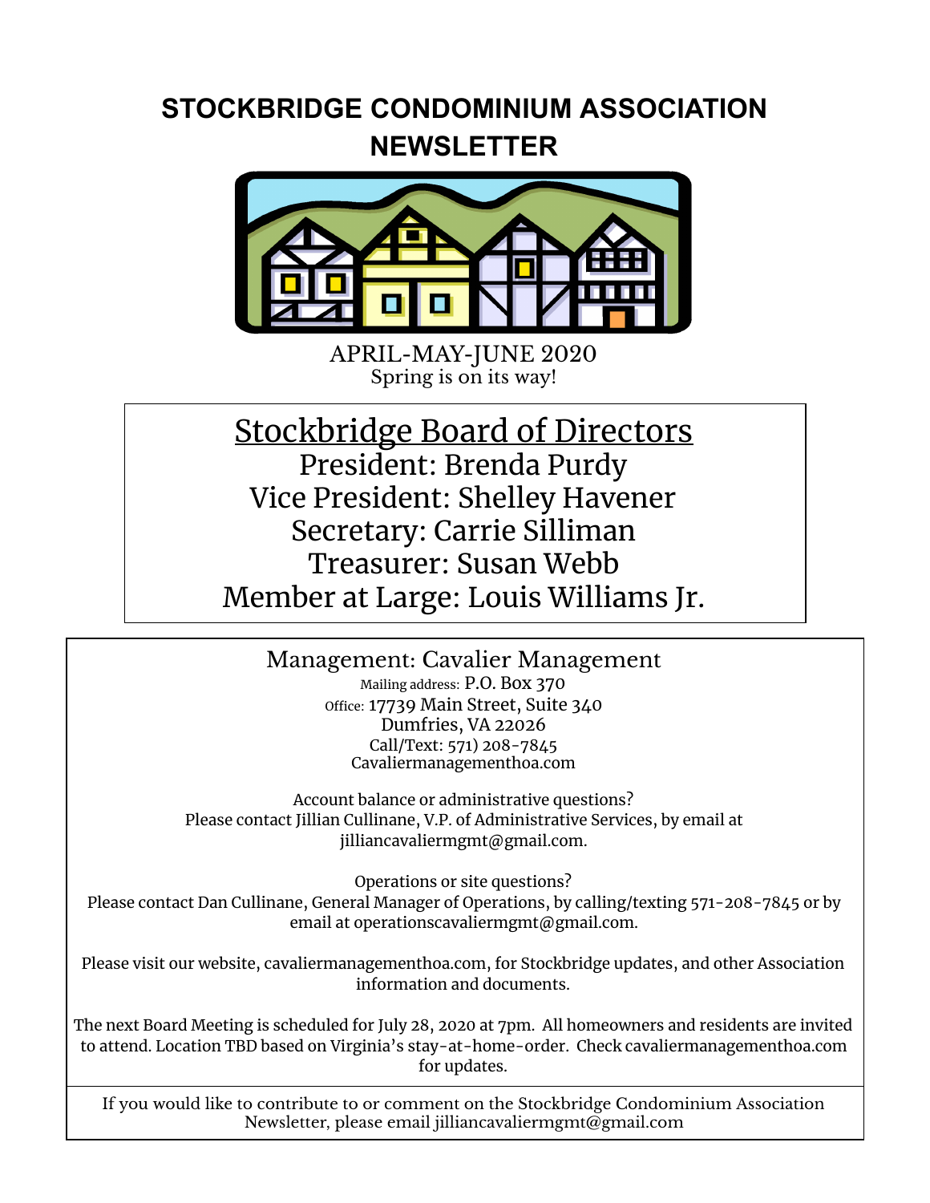# STOCKBRIDGE CONDOMINIUM ASSOCIATION NEWSLETTER

APRIL-MAY-JUNE 2020
Spring is on its way!

## Stockbridge Board of Directors

President: Brenda Purdy
Vice President: Shelley Havener
Secretary: Carrie Silliman
Treasurer: Susan Webb
Member at Large: Louis Williams Jr.

### Management: Cavalier Management

Mailing address: P.O. Box 370
Office: 17739 Main Street, Suite 340
Dumfries, VA 22026
Call/Text: 571) 208-7845
Cavaliermanagementhoa.com

Account balance or administrative questions?
Please contact Jillian Cullinane, V.P. of Administrative Services, by email at jilliancavaliermgmt@gmail.com.

Operations or site questions?
Please contact Dan Cullinane, General Manager of Operations, by calling/texting 571-208-7845 or by email at operationscavaliermgmt@gmail.com.

Please visit our website, cavaliermanagementhoa.com, for Stockbridge updates, and other Association information and documents.

The next Board Meeting is scheduled for July 28, 2020 at 7pm. All homeowners and residents are invited to attend. Location TBD based on Virginia's stay-at-home-order. Check cavaliermanagementhoa.com for updates.

If you would like to contribute to or comment on the Stockbridge Condominium Association Newsletter, please email jilliancavaliermgmt@gmail.com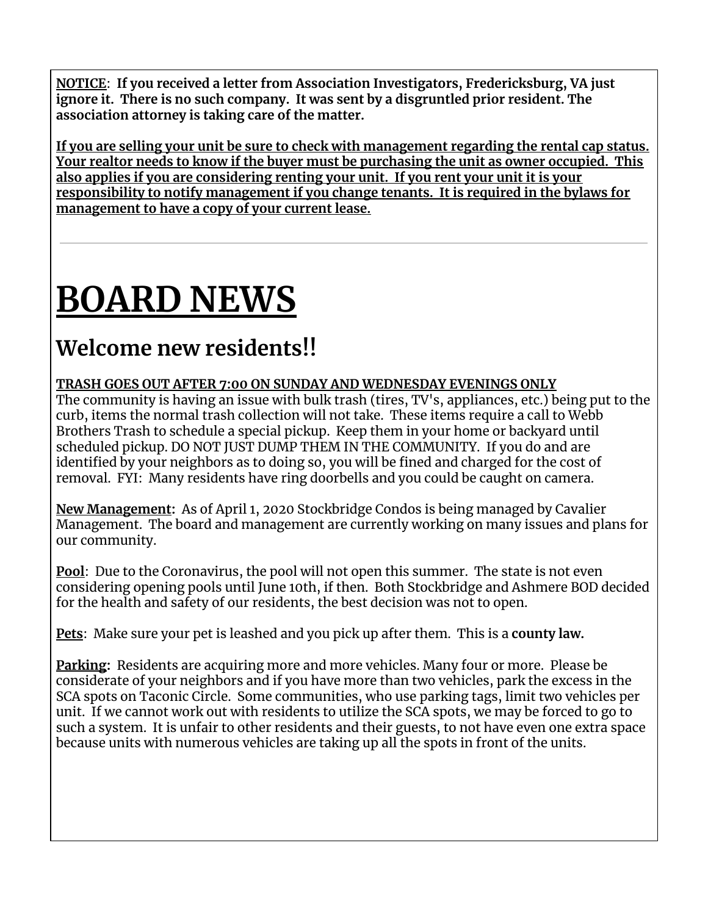**NOTICE**: **If you received a letter from Association Investigators, Fredericksburg, VA just ignore it. There is no such company. It was sent by a disgruntled prior resident. The association attorney is taking care of the matter.**

**If you are selling your unit be sure to check with management regarding the rental cap status. Your realtor needs to know if the buyer must be purchasing the unit as owner occupied. This also applies if you are considering renting your unit. If you rent your unit it is your responsibility to notify management if you change tenants. It is required in the bylaws for management to have a copy of your current lease.**

---

# BOARD NEWS

## Welcome new residents!!

**TRASH GOES OUT AFTER 7:00 ON SUNDAY AND WEDNESDAY EVENINGS ONLY**

The community is having an issue with bulk trash (tires, TV's, appliances, etc.) being put to the curb, items the normal trash collection will not take. These items require a call to Webb Brothers Trash to schedule a special pickup. Keep them in your home or backyard until scheduled pickup. DO NOT JUST DUMP THEM IN THE COMMUNITY. If you do and are identified by your neighbors as to doing so, you will be fined and charged for the cost of removal. FYI: Many residents have ring doorbells and you could be caught on camera.

**New Management:** As of April 1, 2020 Stockbridge Condos is being managed by Cavalier Management. The board and management are currently working on many issues and plans for our community.

**Pool**: Due to the Coronavirus, the pool will not open this summer. The state is not even considering opening pools until June 10th, if then. Both Stockbridge and Ashmere BOD decided for the health and safety of our residents, the best decision was not to open.

**Pets**: Make sure your pet is leashed and you pick up after them. This is a **county law.**

**Parking:** Residents are acquiring more and more vehicles. Many four or more. Please be considerate of your neighbors and if you have more than two vehicles, park the excess in the SCA spots on Taconic Circle. Some communities, who use parking tags, limit two vehicles per unit. If we cannot work out with residents to utilize the SCA spots, we may be forced to go to such a system. It is unfair to other residents and their guests, to not have even one extra space because units with numerous vehicles are taking up all the spots in front of the units.